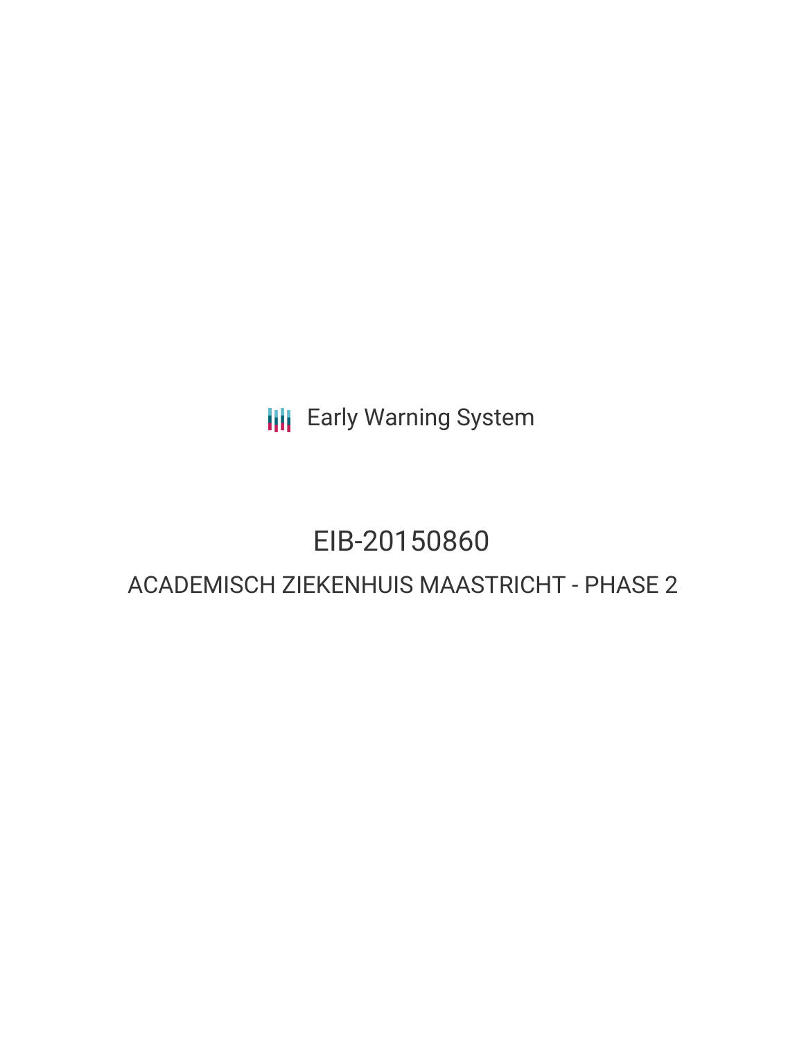Early Warning System

# EIB-20150860

## ACADEMISCH ZIEKENHUIS MAASTRICHT - PHASE 2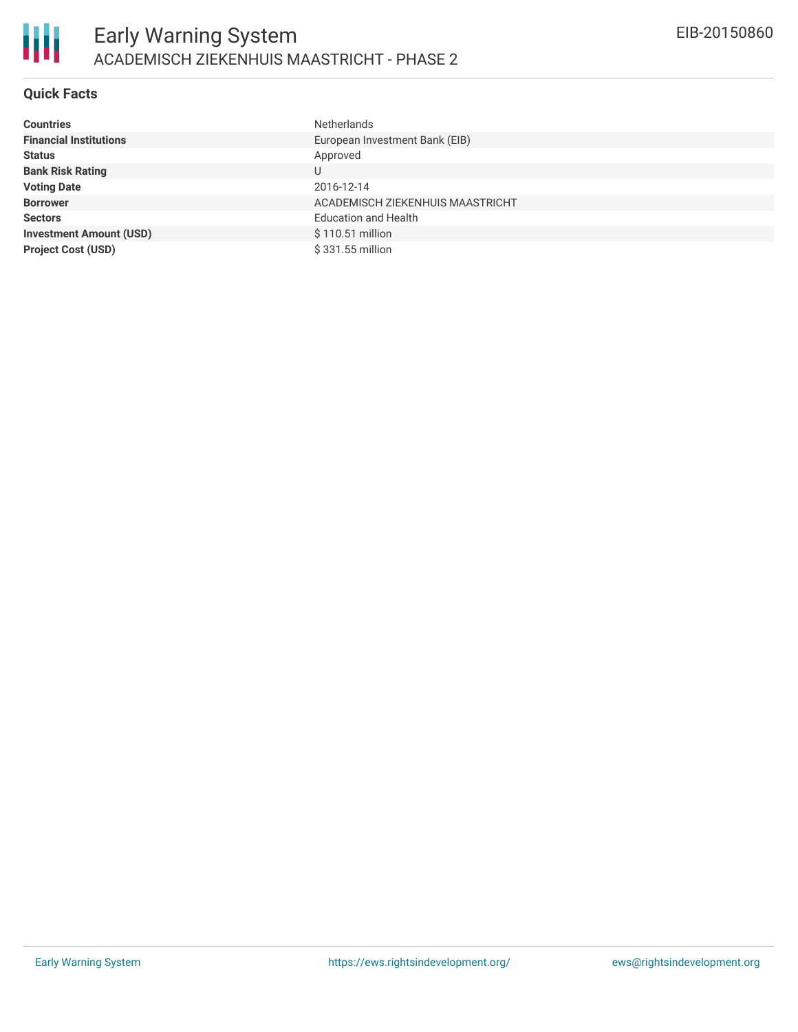## Quick Facts

| | |
|---|---|
| **Countries** | Netherlands |
| **Financial Institutions** | European Investment Bank (EIB) |
| **Status** | Approved |
| **Bank Risk Rating** | U |
| **Voting Date** | 2016-12-14 |
| **Borrower** | ACADEMISCH ZIEKENHUIS MAASTRICHT |
| **Sectors** | Education and Health |
| **Investment Amount (USD)** | $ 110.51 million |
| **Project Cost (USD)** | $ 331.55 million |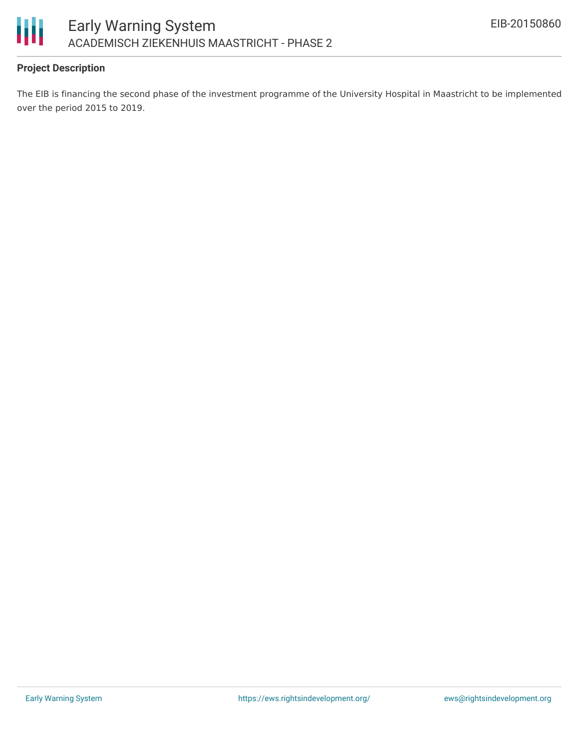### Project Description

The EIB is financing the second phase of the investment programme of the University Hospital in Maastricht to be implemented over the period 2015 to 2019.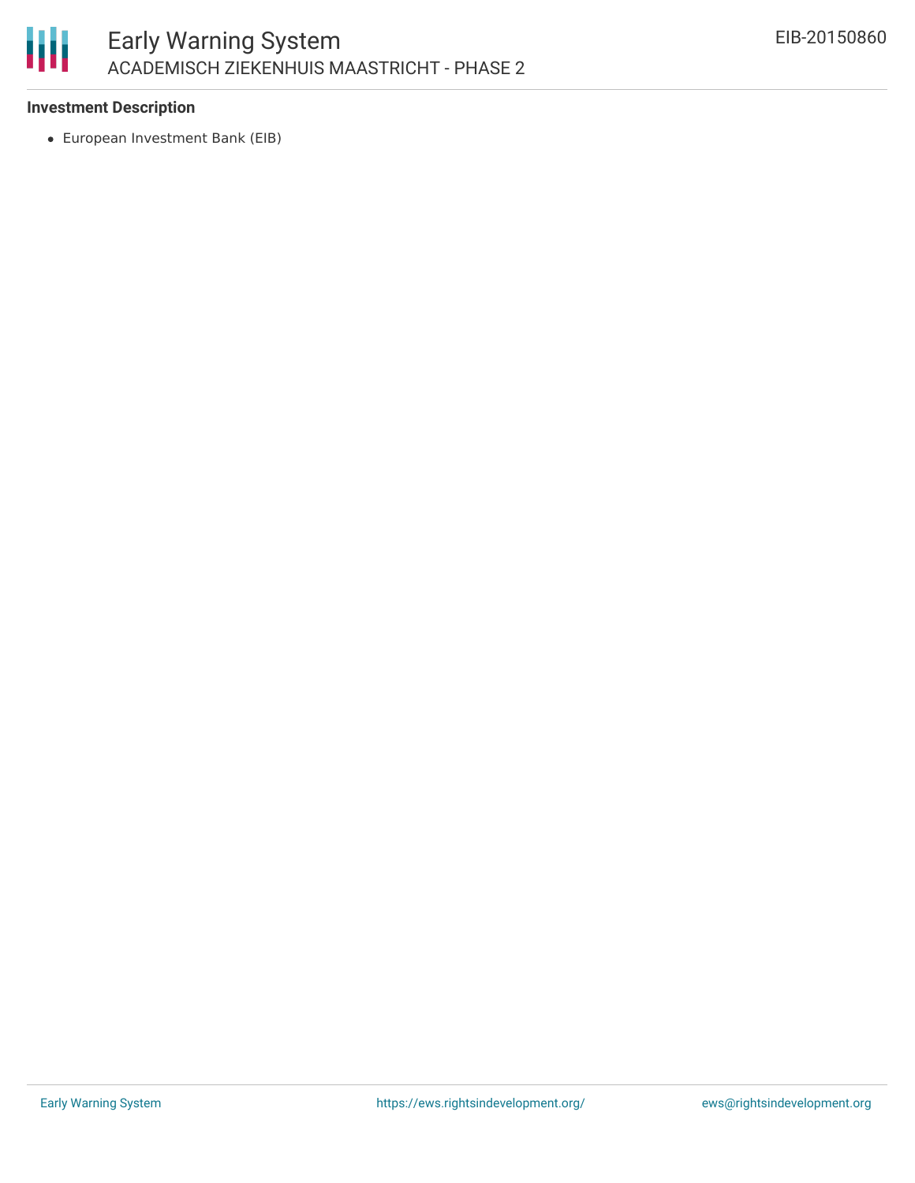**Investment Description**

- European Investment Bank (EIB)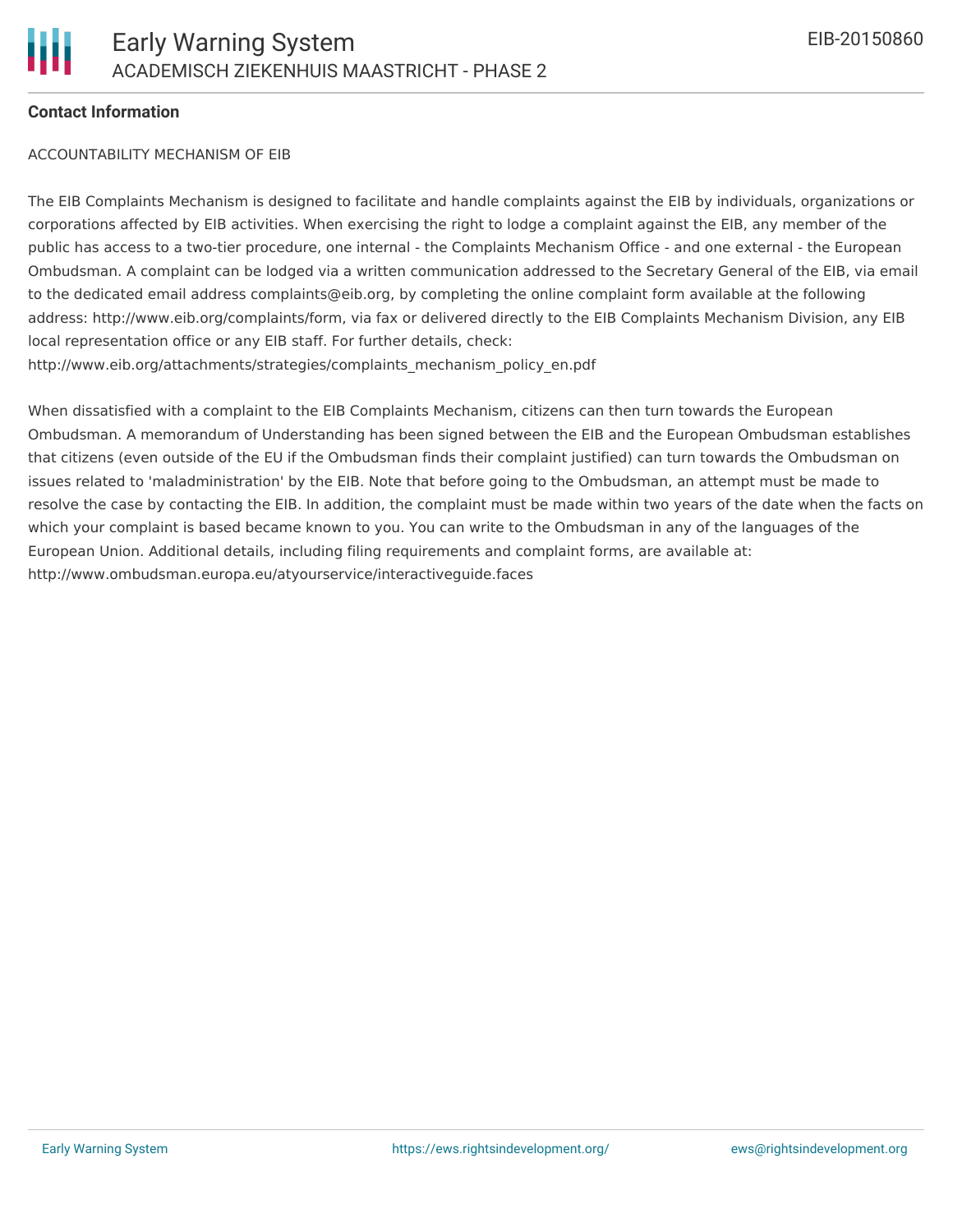**Contact Information**

ACCOUNTABILITY MECHANISM OF EIB

The EIB Complaints Mechanism is designed to facilitate and handle complaints against the EIB by individuals, organizations or corporations affected by EIB activities. When exercising the right to lodge a complaint against the EIB, any member of the public has access to a two-tier procedure, one internal - the Complaints Mechanism Office - and one external - the European Ombudsman. A complaint can be lodged via a written communication addressed to the Secretary General of the EIB, via email to the dedicated email address complaints@eib.org, by completing the online complaint form available at the following address: http://www.eib.org/complaints/form, via fax or delivered directly to the EIB Complaints Mechanism Division, any EIB local representation office or any EIB staff. For further details, check: http://www.eib.org/attachments/strategies/complaints_mechanism_policy_en.pdf

When dissatisfied with a complaint to the EIB Complaints Mechanism, citizens can then turn towards the European Ombudsman. A memorandum of Understanding has been signed between the EIB and the European Ombudsman establishes that citizens (even outside of the EU if the Ombudsman finds their complaint justified) can turn towards the Ombudsman on issues related to 'maladministration' by the EIB. Note that before going to the Ombudsman, an attempt must be made to resolve the case by contacting the EIB. In addition, the complaint must be made within two years of the date when the facts on which your complaint is based became known to you. You can write to the Ombudsman in any of the languages of the European Union. Additional details, including filing requirements and complaint forms, are available at: http://www.ombudsman.europa.eu/atyourservice/interactiveguide.faces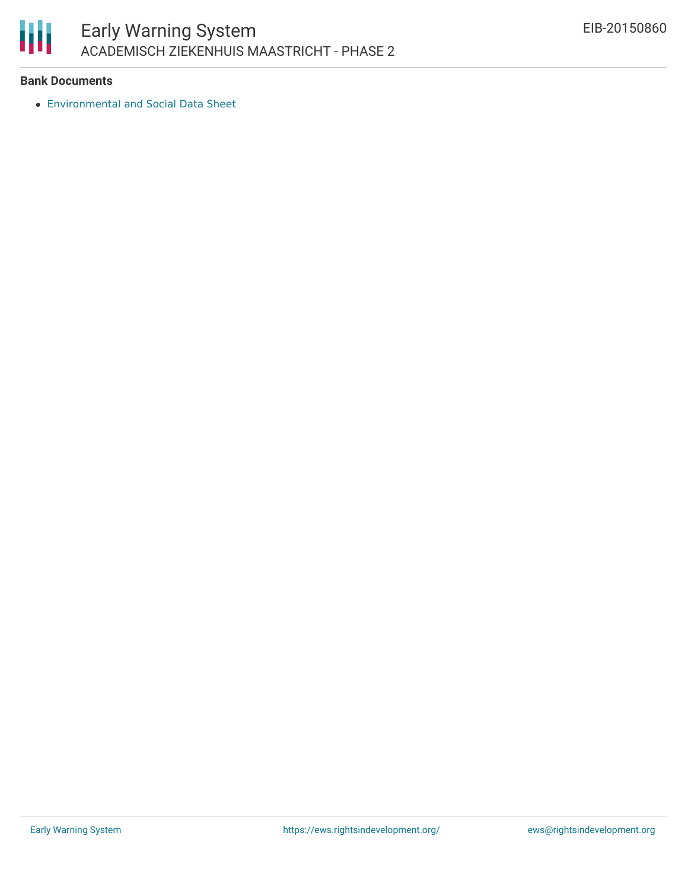**Bank Documents**

- Environmental and Social Data Sheet